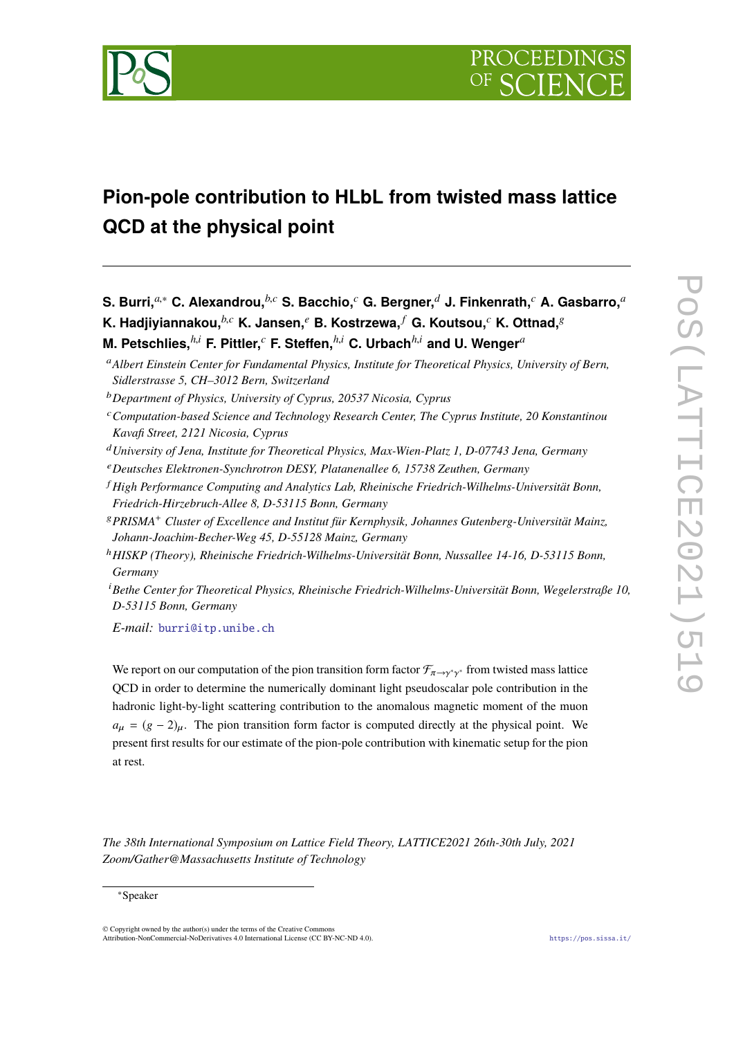# Pion-pole contribution to HLbL from twisted mass lattice QCD at the physical point

**S. Burri,**[a,*] **C. Alexandrou,**[b,c] **S. Bacchio,**[c] **G. Bergner,**[d] **J. Finkenrath,**[c] **A. Gasbarro,**[a] **K. Hadjiyiannakou,**[b,c] **K. Jansen,**[e] **B. Kostrzewa,**[f] **G. Koutsou,**[c] **K. Ottnad,**[g] **M. Petschlies,**[h,i] **F. Pittler,**[c] **F. Steffen,**[h,i] **C. Urbach**[h,i] **and U. Wenger**[a]

[a] *Albert Einstein Center for Fundamental Physics, Institute for Theoretical Physics, University of Bern, Sidlerstrasse 5, CH–3012 Bern, Switzerland*

[b] *Department of Physics, University of Cyprus, 20537 Nicosia, Cyprus*

[c] *Computation-based Science and Technology Research Center, The Cyprus Institute, 20 Konstantinou Kavafi Street, 2121 Nicosia, Cyprus*

[d] *University of Jena, Institute for Theoretical Physics, Max-Wien-Platz 1, D-07743 Jena, Germany*

[e] *Deutsches Elektronen-Synchrotron DESY, Platanenallee 6, 15738 Zeuthen, Germany*

[f] *High Performance Computing and Analytics Lab, Rheinische Friedrich-Wilhelms-Universität Bonn, Friedrich-Hirzebruch-Allee 8, D-53115 Bonn, Germany*

[g] *PRISMA$^+$ Cluster of Excellence and Institut für Kernphysik, Johannes Gutenberg-Universität Mainz, Johann-Joachim-Becher-Weg 45, D-55128 Mainz, Germany*

[h] *HISKP (Theory), Rheinische Friedrich-Wilhelms-Universität Bonn, Nussallee 14-16, D-53115 Bonn, Germany*

[i] *Bethe Center for Theoretical Physics, Rheinische Friedrich-Wilhelms-Universität Bonn, Wegelerstraße 10, D-53115 Bonn, Germany*

*E-mail:* burri@itp.unibe.ch

We report on our computation of the pion transition form factor $\mathcal{F}_{\pi\to\gamma^*\gamma^*}$ from twisted mass lattice QCD in order to determine the numerically dominant light pseudoscalar pole contribution in the hadronic light-by-light scattering contribution to the anomalous magnetic moment of the muon $a_\mu = (g-2)_\mu$. The pion transition form factor is computed directly at the physical point. We present first results for our estimate of the pion-pole contribution with kinematic setup for the pion at rest.

*The 38th International Symposium on Lattice Field Theory, LATTICE2021 26th-30th July, 2021 Zoom/Gather@Massachusetts Institute of Technology*

[*] Speaker

© Copyright owned by the author(s) under the terms of the Creative Commons Attribution-NonCommercial-NoDerivatives 4.0 International License (CC BY-NC-ND 4.0).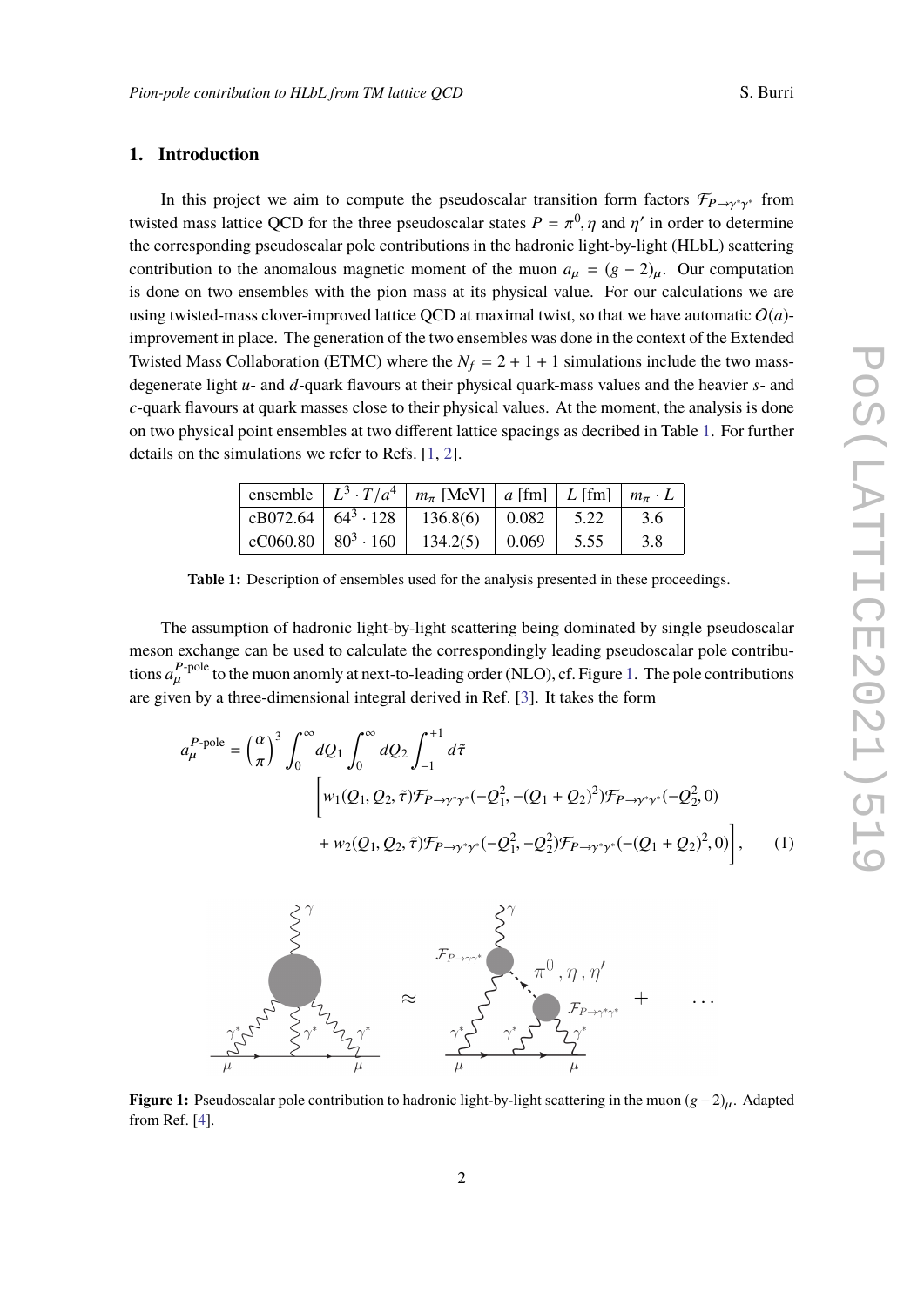## 1. Introduction

In this project we aim to compute the pseudoscalar transition form factors $\mathcal{F}_{P\to\gamma^*\gamma^*}$ from twisted mass lattice QCD for the three pseudoscalar states $P = \pi^0, \eta$ and $\eta'$ in order to determine the corresponding pseudoscalar pole contributions in the hadronic light-by-light (HLbL) scattering contribution to the anomalous magnetic moment of the muon $a_\mu = (g-2)_\mu$. Our computation is done on two ensembles with the pion mass at its physical value. For our calculations we are using twisted-mass clover-improved lattice QCD at maximal twist, so that we have automatic $O(a)$-improvement in place. The generation of the two ensembles was done in the context of the Extended Twisted Mass Collaboration (ETMC) where the $N_f = 2+1+1$ simulations include the two mass-degenerate light $u$- and $d$-quark flavours at their physical quark-mass values and the heavier $s$- and $c$-quark flavours at quark masses close to their physical values. At the moment, the analysis is done on two physical point ensembles at two different lattice spacings as decribed in Table 1. For further details on the simulations we refer to Refs. [1, 2].

| ensemble | $L^3 \cdot T/a^4$ | $m_\pi$ [MeV] | $a$ [fm] | $L$ [fm] | $m_\pi \cdot L$ |
|---|---|---|---|---|---|
| cB072.64 | $64^3 \cdot 128$ | 136.8(6) | 0.082 | 5.22 | 3.6 |
| cC060.80 | $80^3 \cdot 160$ | 134.2(5) | 0.069 | 5.55 | 3.8 |

**Table 1:** Description of ensembles used for the analysis presented in these proceedings.

The assumption of hadronic light-by-light scattering being dominated by single pseudoscalar meson exchange can be used to calculate the correspondingly leading pseudoscalar pole contributions $a_\mu^{P\text{-pole}}$ to the muon anomaly at next-to-leading order (NLO), cf. Figure 1. The pole contributions are given by a three-dimensional integral derived in Ref. [3]. It takes the form

$$a_\mu^{P\text{-pole}} = \left(\frac{\alpha}{\pi}\right)^3 \int_0^\infty dQ_1 \int_0^\infty dQ_2 \int_{-1}^{+1} d\tilde{\tau} \Bigg[ w_1(Q_1, Q_2, \tilde{\tau}) \mathcal{F}_{P\to\gamma^*\gamma^*}(-Q_1^2, -(Q_1+Q_2)^2) \mathcal{F}_{P\to\gamma^*\gamma^*}(-Q_2^2, 0) + w_2(Q_1, Q_2, \tilde{\tau}) \mathcal{F}_{P\to\gamma^*\gamma^*}(-Q_1^2, -Q_2^2) \mathcal{F}_{P\to\gamma^*\gamma^*}(-(Q_1+Q_2)^2, 0) \Bigg], \tag{1}$$

**Figure 1:** Pseudoscalar pole contribution to hadronic light-by-light scattering in the muon $(g-2)_\mu$. Adapted from Ref. [4].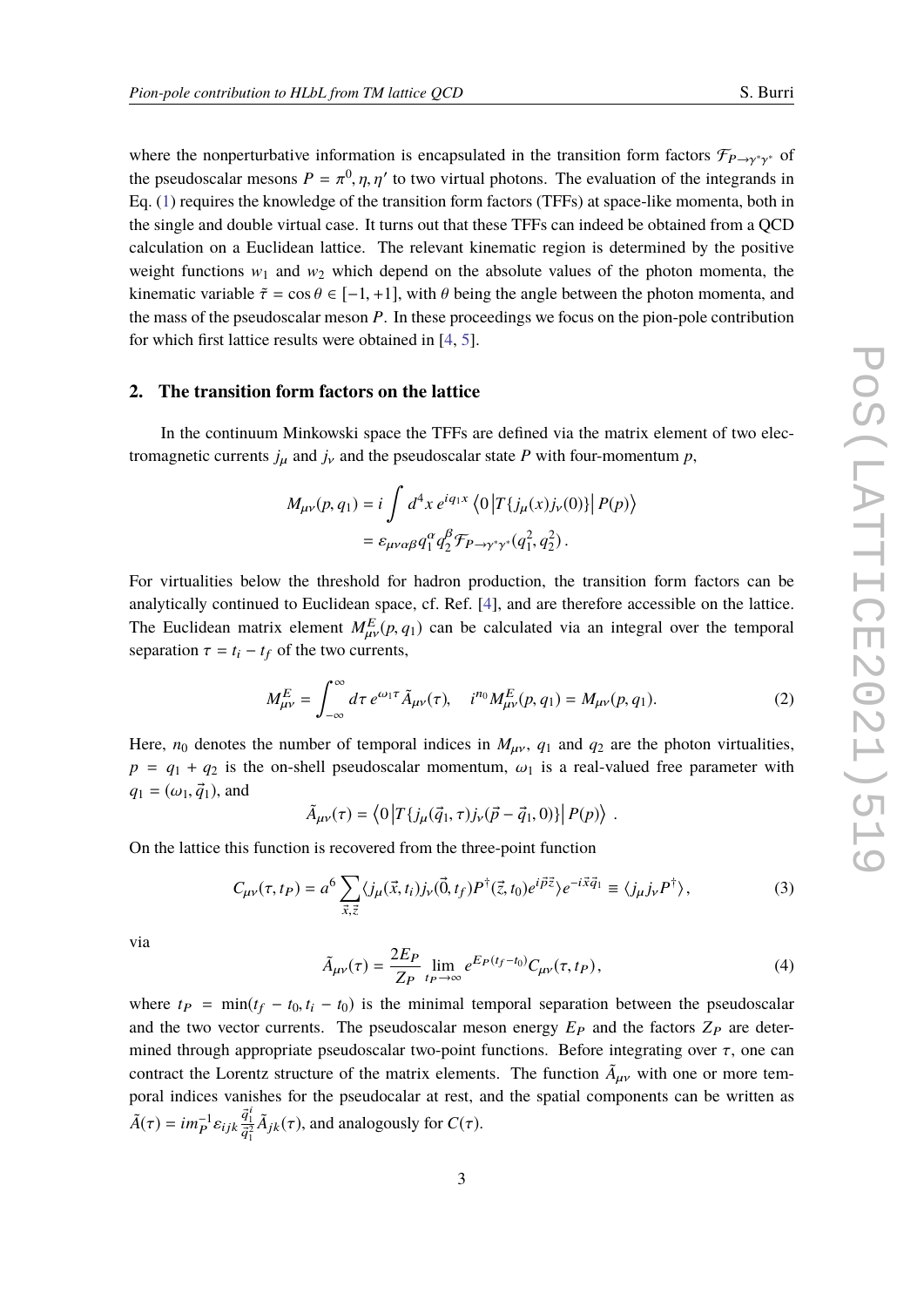where the nonperturbative information is encapsulated in the transition form factors $\mathcal{F}_{P\to\gamma^*\gamma^*}$ of the pseudoscalar mesons $P = \pi^0, \eta, \eta'$ to two virtual photons. The evaluation of the integrands in Eq. (1) requires the knowledge of the transition form factors (TFFs) at space-like momenta, both in the single and double virtual case. It turns out that these TFFs can indeed be obtained from a QCD calculation on a Euclidean lattice. The relevant kinematic region is determined by the positive weight functions $w_1$ and $w_2$ which depend on the absolute values of the photon momenta, the kinematic variable $\tilde{\tau} = \cos\theta \in [-1, +1]$, with $\theta$ being the angle between the photon momenta, and the mass of the pseudoscalar meson $P$. In these proceedings we focus on the pion-pole contribution for which first lattice results were obtained in [4, 5].

## 2. The transition form factors on the lattice

In the continuum Minkowski space the TFFs are defined via the matrix element of two electromagnetic currents $j_\mu$ and $j_\nu$ and the pseudoscalar state $P$ with four-momentum $p$,

$$
\begin{aligned}
M_{\mu\nu}(p, q_1) &= i \int d^4x \, e^{iq_1 x} \left\langle 0 \left| T\{j_\mu(x) j_\nu(0)\} \right| P(p) \right\rangle \\
&= \varepsilon_{\mu\nu\alpha\beta} q_1^\alpha q_2^\beta \mathcal{F}_{P\to\gamma^*\gamma^*}(q_1^2, q_2^2)\,.
\end{aligned}
$$

For virtualities below the threshold for hadron production, the transition form factors can be analytically continued to Euclidean space, cf. Ref. [4], and are therefore accessible on the lattice. The Euclidean matrix element $M^E_{\mu\nu}(p, q_1)$ can be calculated via an integral over the temporal separation $\tau = t_i - t_f$ of the two currents,

$$
M^E_{\mu\nu} = \int_{-\infty}^{\infty} d\tau \, e^{\omega_1 \tau} \tilde{A}_{\mu\nu}(\tau), \quad i^{n_0} M^E_{\mu\nu}(p, q_1) = M_{\mu\nu}(p, q_1). \tag{2}
$$

Here, $n_0$ denotes the number of temporal indices in $M_{\mu\nu}$, $q_1$ and $q_2$ are the photon virtualities, $p = q_1 + q_2$ is the on-shell pseudoscalar momentum, $\omega_1$ is a real-valued free parameter with $q_1 = (\omega_1, \vec{q}_1)$, and

$$
\tilde{A}_{\mu\nu}(\tau) = \left\langle 0 \left| T\{j_\mu(\vec{q}_1, \tau) j_\nu(\vec{p} - \vec{q}_1, 0)\} \right| P(p) \right\rangle \,.
$$

On the lattice this function is recovered from the three-point function

$$
C_{\mu\nu}(\tau, t_P) = a^6 \sum_{\vec{x}, \vec{z}} \langle j_\mu(\vec{x}, t_i) j_\nu(\vec{0}, t_f) P^\dagger(\vec{z}, t_0) e^{i\vec{p}\vec{z}} \rangle e^{-i\vec{x}\vec{q}_1} \equiv \langle j_\mu j_\nu P^\dagger \rangle\,, \tag{3}
$$

via

$$
\tilde{A}_{\mu\nu}(\tau) = \frac{2E_P}{Z_P} \lim_{t_P\to\infty} e^{E_P(t_f - t_0)} C_{\mu\nu}(\tau, t_P)\,, \tag{4}
$$

where $t_P = \min(t_f - t_0, t_i - t_0)$ is the minimal temporal separation between the pseudoscalar and the two vector currents. The pseudoscalar meson energy $E_P$ and the factors $Z_P$ are determined through appropriate pseudoscalar two-point functions. Before integrating over $\tau$, one can contract the Lorentz structure of the matrix elements. The function $\tilde{A}_{\mu\nu}$ with one or more temporal indices vanishes for the pseudocalar at rest, and the spatial components can be written as $\tilde{A}(\tau) = i m_P^{-1} \varepsilon_{ijk} \frac{\vec{q}_1^{\,i}}{\vec{q}_1^{\,2}} \tilde{A}_{jk}(\tau)$, and analogously for $C(\tau)$.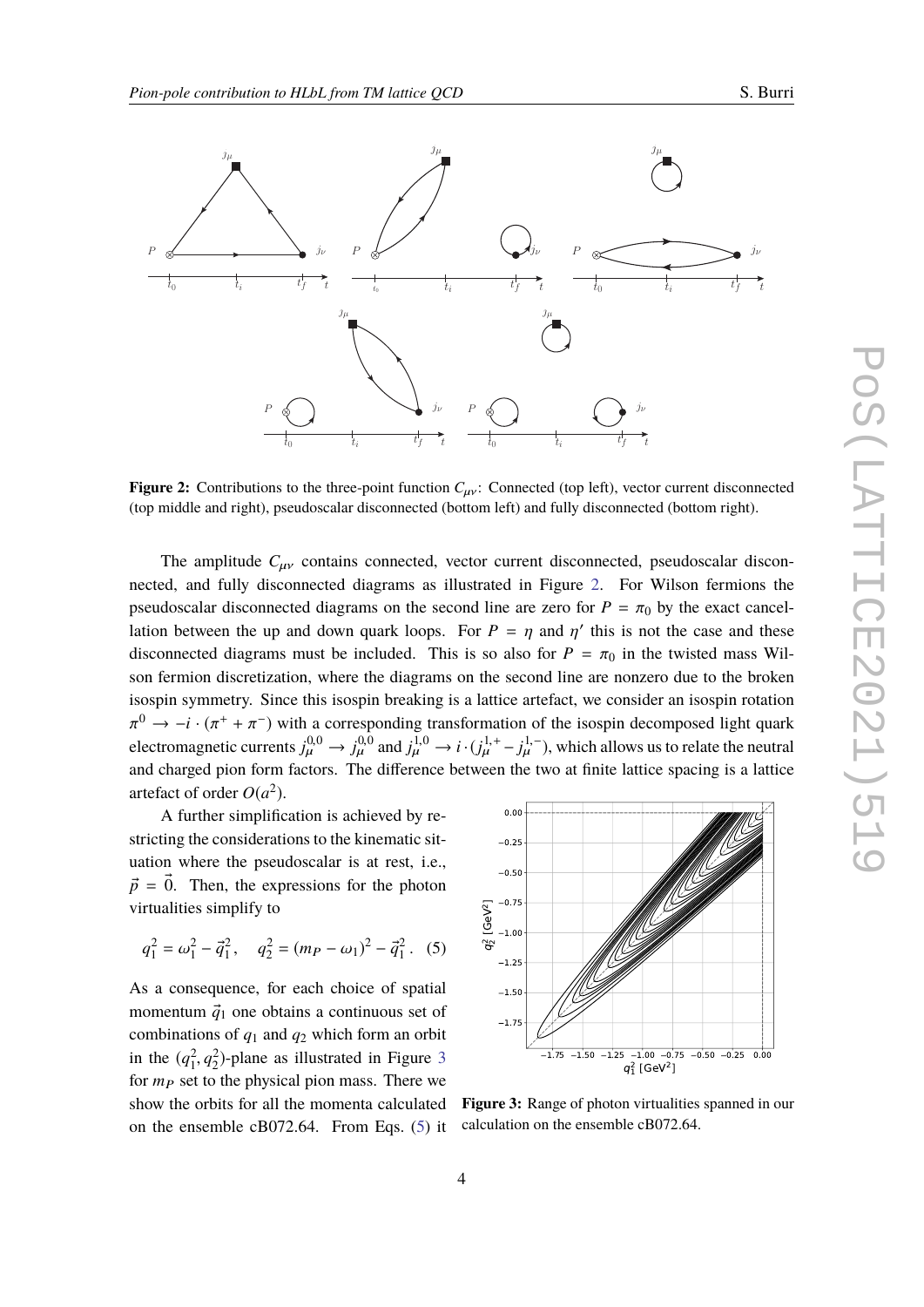**Figure 2:** Contributions to the three-point function $C_{\mu\nu}$: Connected (top left), vector current disconnected (top middle and right), pseudoscalar disconnected (bottom left) and fully disconnected (bottom right).

The amplitude $C_{\mu\nu}$ contains connected, vector current disconnected, pseudoscalar disconnected, and fully disconnected diagrams as illustrated in Figure 2. For Wilson fermions the pseudoscalar disconnected diagrams on the second line are zero for $P = \pi_0$ by the exact cancellation between the up and down quark loops. For $P = \eta$ and $\eta'$ this is not the case and these disconnected diagrams must be included. This is so also for $P = \pi_0$ in the twisted mass Wilson fermion discretization, where the diagrams on the second line are nonzero due to the broken isospin symmetry. Since this isospin breaking is a lattice artefact, we consider an isospin rotation $\pi^0 \to -i \cdot (\pi^+ + \pi^-)$ with a corresponding transformation of the isospin decomposed light quark electromagnetic currents $j_\mu^{0,0} \to j_\mu^{0,0}$ and $j_\mu^{1,0} \to i \cdot (j_\mu^{1,+} - j_\mu^{1,-})$, which allows us to relate the neutral and charged pion form factors. The difference between the two at finite lattice spacing is a lattice artefact of order $O(a^2)$.

A further simplification is achieved by restricting the considerations to the kinematic situation where the pseudoscalar is at rest, i.e., $\vec{p} = \vec{0}$. Then, the expressions for the photon virtualities simplify to

$$q_1^2 = \omega_1^2 - \vec{q}_1^{\,2}, \quad q_2^2 = (m_P - \omega_1)^2 - \vec{q}_1^{\,2}. \quad (5)$$

As a consequence, for each choice of spatial momentum $\vec{q}_1$ one obtains a continuous set of combinations of $q_1$ and $q_2$ which form an orbit in the $(q_1^2, q_2^2)$-plane as illustrated in Figure 3 for $m_P$ set to the physical pion mass. There we show the orbits for all the momenta calculated on the ensemble cB072.64. From Eqs. (5) it

**Figure 3:** Range of photon virtualities spanned in our calculation on the ensemble cB072.64.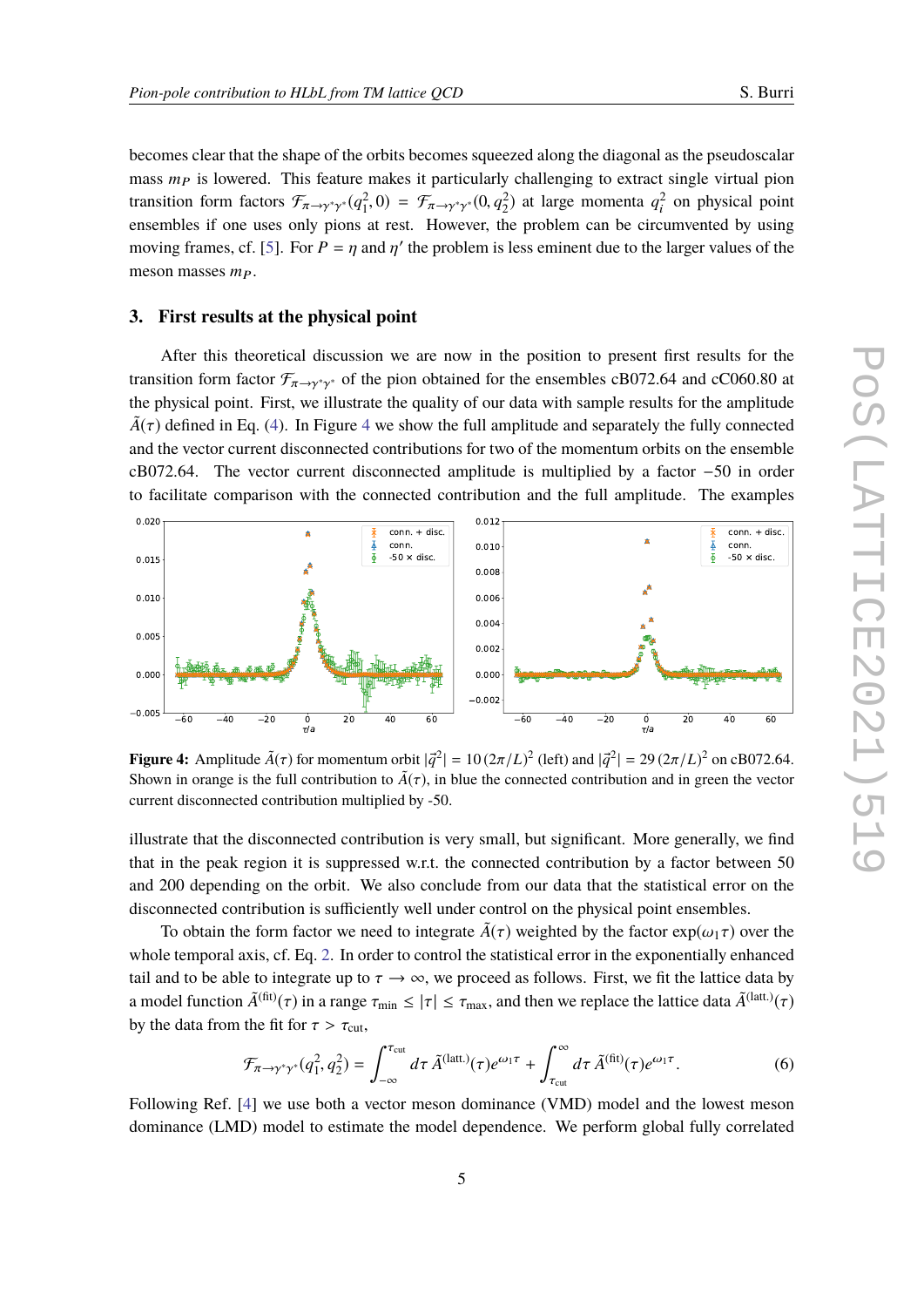becomes clear that the shape of the orbits becomes squeezed along the diagonal as the pseudoscalar mass $m_P$ is lowered. This feature makes it particularly challenging to extract single virtual pion transition form factors $\mathcal{F}_{\pi\to\gamma^*\gamma^*}(q_1^2, 0) = \mathcal{F}_{\pi\to\gamma^*\gamma^*}(0, q_2^2)$ at large momenta $q_i^2$ on physical point ensembles if one uses only pions at rest. However, the problem can be circumvented by using moving frames, cf. [5]. For $P = \eta$ and $\eta'$ the problem is less eminent due to the larger values of the meson masses $m_P$.

## 3. First results at the physical point

After this theoretical discussion we are now in the position to present first results for the transition form factor $\mathcal{F}_{\pi\to\gamma^*\gamma^*}$ of the pion obtained for the ensembles cB072.64 and cC060.80 at the physical point. First, we illustrate the quality of our data with sample results for the amplitude $\tilde{A}(\tau)$ defined in Eq. (4). In Figure 4 we show the full amplitude and separately the fully connected and the vector current disconnected contributions for two of the momentum orbits on the ensemble cB072.64. The vector current disconnected amplitude is multiplied by a factor $-50$ in order to facilitate comparison with the connected contribution and the full amplitude. The examples

**Figure 4:** Amplitude $\tilde{A}(\tau)$ for momentum orbit $|\vec{q}^{\,2}| = 10\,(2\pi/L)^2$ (left) and $|\vec{q}^{\,2}| = 29\,(2\pi/L)^2$ on cB072.64. Shown in orange is the full contribution to $\tilde{A}(\tau)$, in blue the connected contribution and in green the vector current disconnected contribution multiplied by -50.

illustrate that the disconnected contribution is very small, but significant. More generally, we find that in the peak region it is suppressed w.r.t. the connected contribution by a factor between 50 and 200 depending on the orbit. We also conclude from our data that the statistical error on the disconnected contribution is sufficiently well under control on the physical point ensembles.

To obtain the form factor we need to integrate $\tilde{A}(\tau)$ weighted by the factor $\exp(\omega_1\tau)$ over the whole temporal axis, cf. Eq. 2. In order to control the statistical error in the exponentially enhanced tail and to be able to integrate up to $\tau \to \infty$, we proceed as follows. First, we fit the lattice data by a model function $\tilde{A}^{(\mathrm{fit})}(\tau)$ in a range $\tau_{\min} \leq |\tau| \leq \tau_{\max}$, and then we replace the lattice data $\tilde{A}^{(\mathrm{latt.})}(\tau)$ by the data from the fit for $\tau > \tau_{\mathrm{cut}}$,

$$\mathcal{F}_{\pi\to\gamma^*\gamma^*}(q_1^2, q_2^2) = \int_{-\infty}^{\tau_{\mathrm{cut}}} d\tau\, \tilde{A}^{(\mathrm{latt.})}(\tau) e^{\omega_1\tau} + \int_{\tau_{\mathrm{cut}}}^{\infty} d\tau\, \tilde{A}^{(\mathrm{fit})}(\tau) e^{\omega_1\tau}. \tag{6}$$

Following Ref. [4] we use both a vector meson dominance (VMD) model and the lowest meson dominance (LMD) model to estimate the model dependence. We perform global fully correlated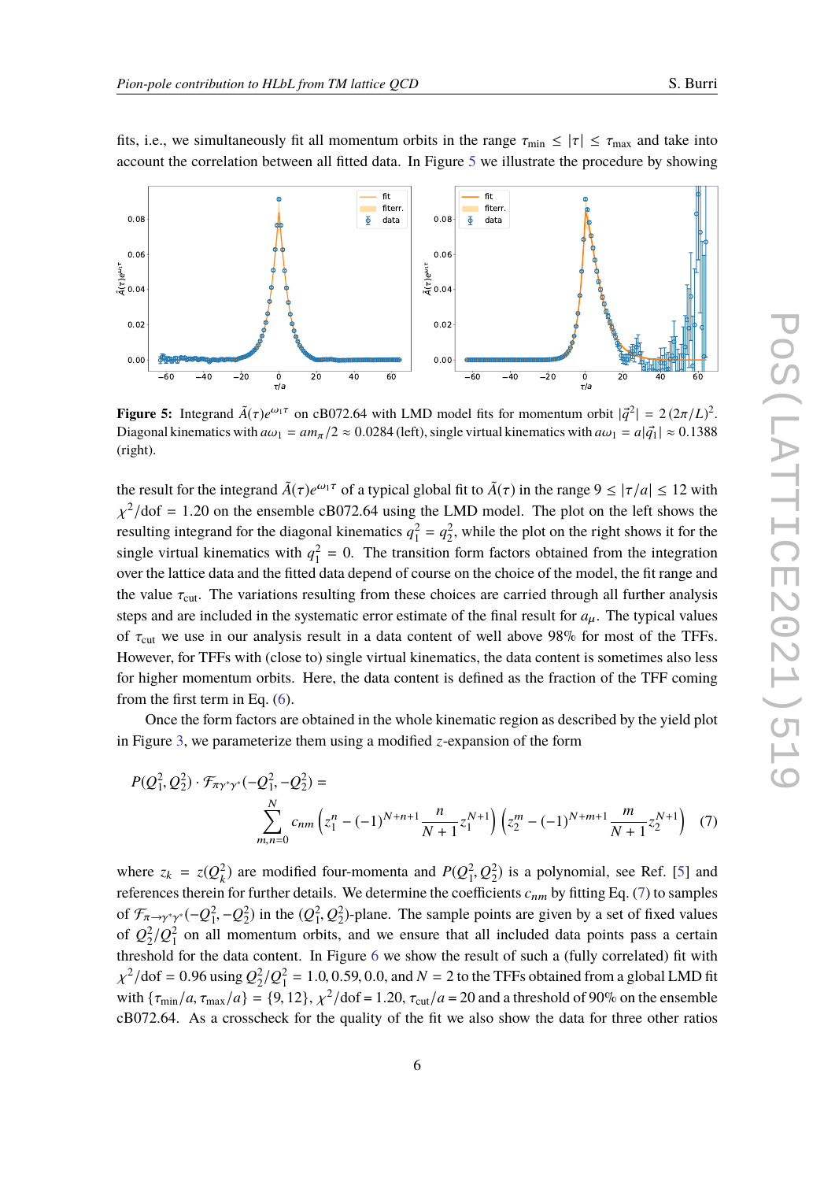fits, i.e., we simultaneously fit all momentum orbits in the range $\tau_{\min} \leq |\tau| \leq \tau_{\max}$ and take into account the correlation between all fitted data. In Figure 5 we illustrate the procedure by showing

**Figure 5:** Integrand $\tilde{A}(\tau)e^{\omega_1 \tau}$ on cB072.64 with LMD model fits for momentum orbit $|\vec{q}^2| = 2\,(2\pi/L)^2$. Diagonal kinematics with $a\omega_1 = am_\pi/2 \approx 0.0284$ (left), single virtual kinematics with $a\omega_1 = a|\vec{q}_1| \approx 0.1388$ (right).

the result for the integrand $\tilde{A}(\tau)e^{\omega_1 \tau}$ of a typical global fit to $\tilde{A}(\tau)$ in the range $9 \leq |\tau/a| \leq 12$ with $\chi^2/\text{dof} = 1.20$ on the ensemble cB072.64 using the LMD model. The plot on the left shows the resulting integrand for the diagonal kinematics $q_1^2 = q_2^2$, while the plot on the right shows it for the single virtual kinematics with $q_1^2 = 0$. The transition form factors obtained from the integration over the lattice data and the fitted data depend of course on the choice of the model, the fit range and the value $\tau_{\text{cut}}$. The variations resulting from these choices are carried through all further analysis steps and are included in the systematic error estimate of the final result for $a_\mu$. The typical values of $\tau_{\text{cut}}$ we use in our analysis result in a data content of well above 98% for most of the TFFs. However, for TFFs with (close to) single virtual kinematics, the data content is sometimes also less for higher momentum orbits. Here, the data content is defined as the fraction of the TFF coming from the first term in Eq. (6).

Once the form factors are obtained in the whole kinematic region as described by the yield plot in Figure 3, we parameterize them using a modified $z$-expansion of the form

$$
P(Q_1^2, Q_2^2) \cdot \mathcal{F}_{\pi\gamma^*\gamma^*}(-Q_1^2, -Q_2^2) = \sum_{m,n=0}^{N} c_{nm} \left( z_1^n - (-1)^{N+n+1} \frac{n}{N+1} z_1^{N+1} \right) \left( z_2^m - (-1)^{N+m+1} \frac{m}{N+1} z_2^{N+1} \right) \quad (7)
$$

where $z_k = z(Q_k^2)$ are modified four-momenta and $P(Q_1^2, Q_2^2)$ is a polynomial, see Ref. [5] and references therein for further details. We determine the coefficients $c_{nm}$ by fitting Eq. (7) to samples of $\mathcal{F}_{\pi\to\gamma^*\gamma^*}(-Q_1^2, -Q_2^2)$ in the $(Q_1^2, Q_2^2)$-plane. The sample points are given by a set of fixed values of $Q_2^2/Q_1^2$ on all momentum orbits, and we ensure that all included data points pass a certain threshold for the data content. In Figure 6 we show the result of such a (fully correlated) fit with $\chi^2/\text{dof} = 0.96$ using $Q_2^2/Q_1^2 = 1.0, 0.59, 0.0$, and $N = 2$ to the TFFs obtained from a global LMD fit with $\{\tau_{\min}/a, \tau_{\max}/a\} = \{9, 12\}$, $\chi^2/\text{dof} = 1.20$, $\tau_{\text{cut}}/a = 20$ and a threshold of 90% on the ensemble cB072.64. As a crosscheck for the quality of the fit we also show the data for three other ratios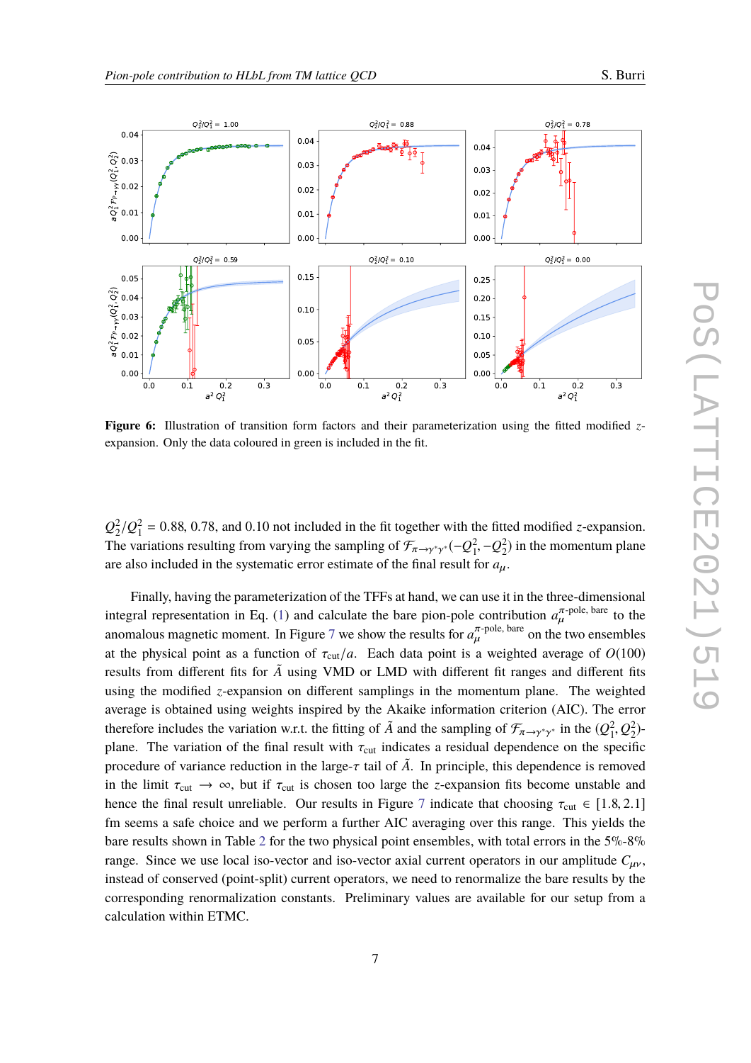**Figure 6:** Illustration of transition form factors and their parameterization using the fitted modified $z$-expansion. Only the data coloured in green is included in the fit.

$Q_2^2/Q_1^2 = 0.88$, $0.78$, and $0.10$ not included in the fit together with the fitted modified $z$-expansion. The variations resulting from varying the sampling of $\mathcal{F}_{\pi\to\gamma^*\gamma^*}(-Q_1^2, -Q_2^2)$ in the momentum plane are also included in the systematic error estimate of the final result for $a_\mu$.

Finally, having the parameterization of the TFFs at hand, we can use it in the three-dimensional integral representation in Eq. (1) and calculate the bare pion-pole contribution $a_\mu^{\pi\text{-pole, bare}}$ to the anomalous magnetic moment. In Figure 7 we show the results for $a_\mu^{\pi\text{-pole, bare}}$ on the two ensembles at the physical point as a function of $\tau_{\text{cut}}/a$. Each data point is a weighted average of $O(100)$ results from different fits for $\tilde{A}$ using VMD or LMD with different fit ranges and different fits using the modified $z$-expansion on different samplings in the momentum plane. The weighted average is obtained using weights inspired by the Akaike information criterion (AIC). The error therefore includes the variation w.r.t. the fitting of $\tilde{A}$ and the sampling of $\mathcal{F}_{\pi\to\gamma^*\gamma^*}$ in the $(Q_1^2, Q_2^2)$-plane. The variation of the final result with $\tau_{\text{cut}}$ indicates a residual dependence on the specific procedure of variance reduction in the large-$\tau$ tail of $\tilde{A}$. In principle, this dependence is removed in the limit $\tau_{\text{cut}} \to \infty$, but if $\tau_{\text{cut}}$ is chosen too large the $z$-expansion fits become unstable and hence the final result unreliable. Our results in Figure 7 indicate that choosing $\tau_{\text{cut}} \in [1.8, 2.1]$ fm seems a safe choice and we perform a further AIC averaging over this range. This yields the bare results shown in Table 2 for the two physical point ensembles, with total errors in the 5%-8% range. Since we use local iso-vector and iso-vector axial current operators in our amplitude $C_{\mu\nu}$, instead of conserved (point-split) current operators, we need to renormalize the bare results by the corresponding renormalization constants. Preliminary values are available for our setup from a calculation within ETMC.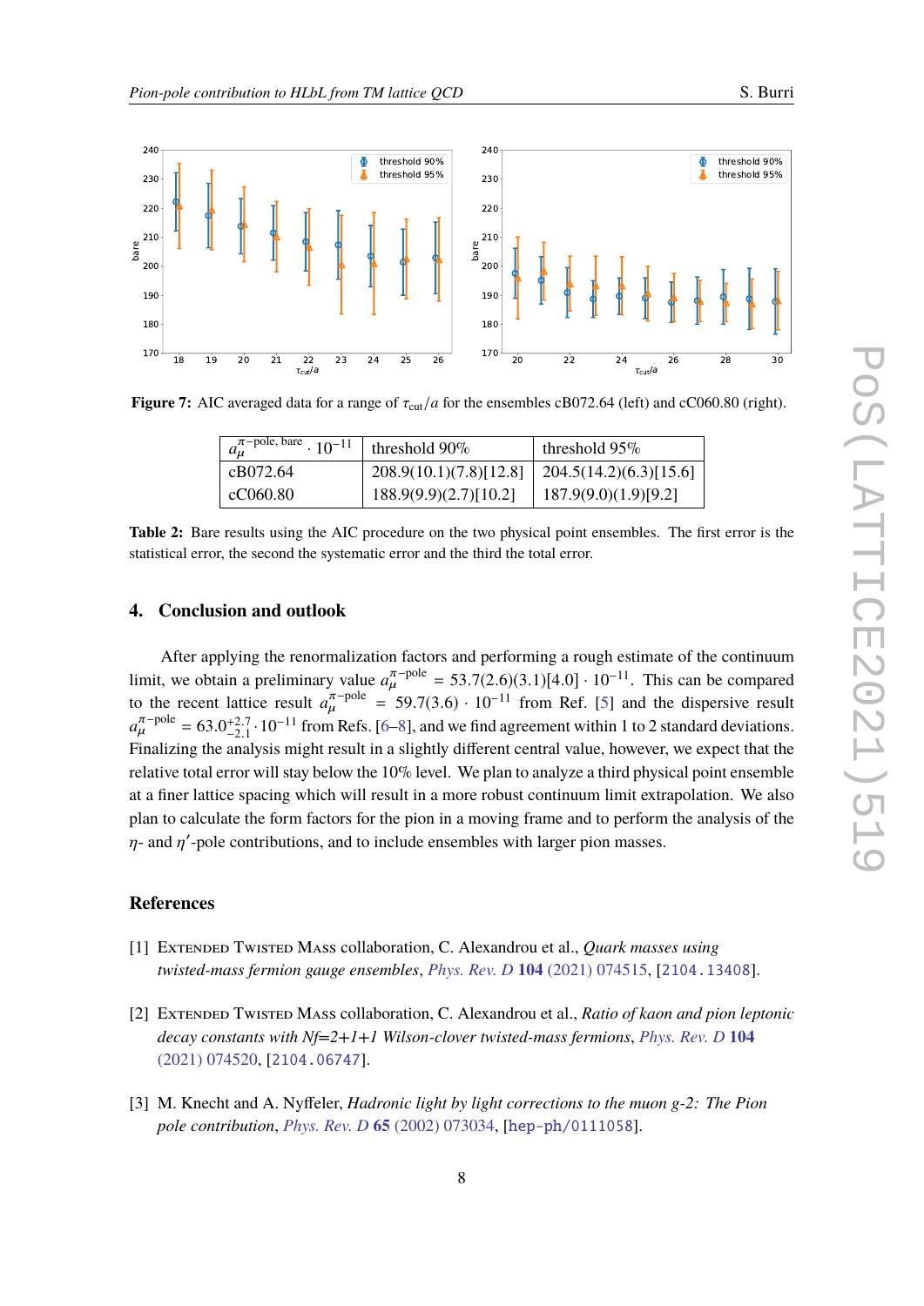**Figure 7:** AIC averaged data for a range of $\tau_{\text{cut}}/a$ for the ensembles cB072.64 (left) and cC060.80 (right).

| $a_\mu^{\pi-\text{pole, bare}} \cdot 10^{-11}$ | threshold 90% | threshold 95% |
|---|---|---|
| cB072.64 | 208.9(10.1)(7.8)[12.8] | 204.5(14.2)(6.3)[15.6] |
| cC060.80 | 188.9(9.9)(2.7)[10.2] | 187.9(9.0)(1.9)[9.2] |

**Table 2:** Bare results using the AIC procedure on the two physical point ensembles. The first error is the statistical error, the second the systematic error and the third the total error.

## 4. Conclusion and outlook

After applying the renormalization factors and performing a rough estimate of the continuum limit, we obtain a preliminary value $a_\mu^{\pi-\text{pole}} = 53.7(2.6)(3.1)[4.0] \cdot 10^{-11}$. This can be compared to the recent lattice result $a_\mu^{\pi-\text{pole}} = 59.7(3.6) \cdot 10^{-11}$ from Ref. [5] and the dispersive result $a_\mu^{\pi-\text{pole}} = 63.0^{+2.7}_{-2.1} \cdot 10^{-11}$ from Refs. [6–8], and we find agreement within 1 to 2 standard deviations. Finalizing the analysis might result in a slightly different central value, however, we expect that the relative total error will stay below the 10% level. We plan to analyze a third physical point ensemble at a finer lattice spacing which will result in a more robust continuum limit extrapolation. We also plan to calculate the form factors for the pion in a moving frame and to perform the analysis of the $\eta$- and $\eta'$-pole contributions, and to include ensembles with larger pion masses.

## References

[1] Extended Twisted Mass collaboration, C. Alexandrou et al., *Quark masses using twisted-mass fermion gauge ensembles*, Phys. Rev. D **104** (2021) 074515, [2104.13408].

[2] Extended Twisted Mass collaboration, C. Alexandrou et al., *Ratio of kaon and pion leptonic decay constants with Nf=2+1+1 Wilson-clover twisted-mass fermions*, Phys. Rev. D **104** (2021) 074520, [2104.06747].

[3] M. Knecht and A. Nyffeler, *Hadronic light by light corrections to the muon g-2: The Pion pole contribution*, Phys. Rev. D **65** (2002) 073034, [hep-ph/0111058].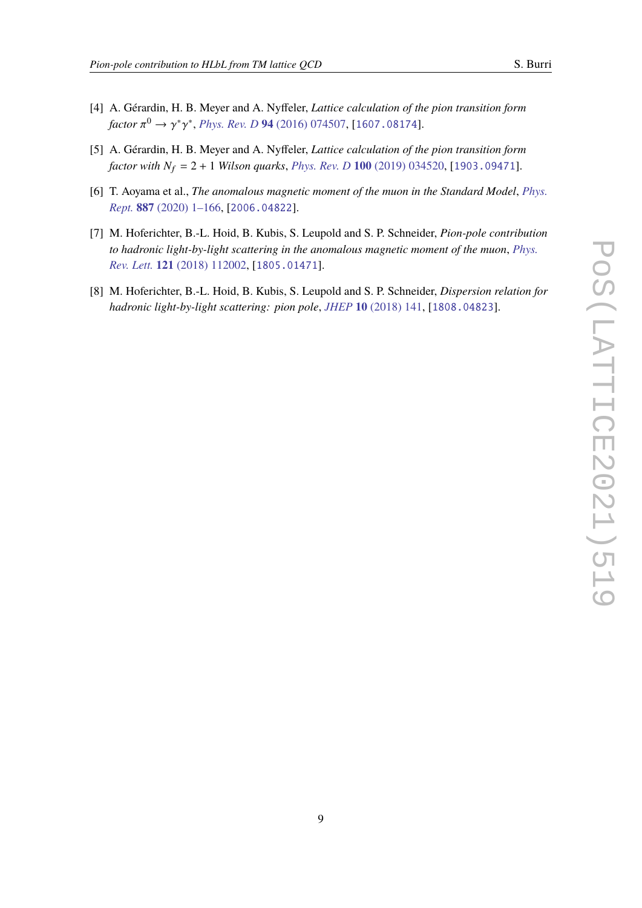[4] A. Gérardin, H. B. Meyer and A. Nyffeler, *Lattice calculation of the pion transition form factor $\pi^0 \to \gamma^*\gamma^*$*, Phys. Rev. D **94** (2016) 074507, [1607.08174].

[5] A. Gérardin, H. B. Meyer and A. Nyffeler, *Lattice calculation of the pion transition form factor with $N_f = 2 + 1$ Wilson quarks*, Phys. Rev. D **100** (2019) 034520, [1903.09471].

[6] T. Aoyama et al., *The anomalous magnetic moment of the muon in the Standard Model*, Phys. Rept. **887** (2020) 1–166, [2006.04822].

[7] M. Hoferichter, B.-L. Hoid, B. Kubis, S. Leupold and S. P. Schneider, *Pion-pole contribution to hadronic light-by-light scattering in the anomalous magnetic moment of the muon*, Phys. Rev. Lett. **121** (2018) 112002, [1805.01471].

[8] M. Hoferichter, B.-L. Hoid, B. Kubis, S. Leupold and S. P. Schneider, *Dispersion relation for hadronic light-by-light scattering: pion pole*, JHEP **10** (2018) 141, [1808.04823].